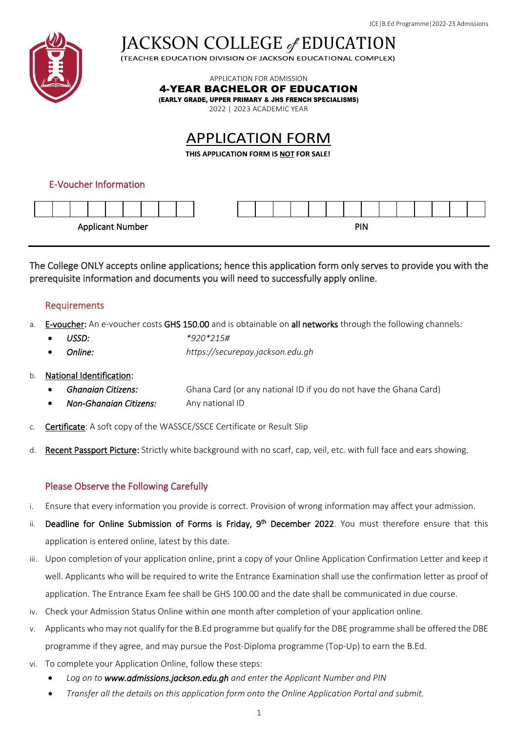# JACKSON COLLEGE *of* EDUCATION

(TEACHER EDUCATION DIVISION OF JACKSON EDUCATIONAL COMPLEX)

APPLICATION FOR ADMISSION

**4-YEAR BACHELOR OF EDUCATION**

**(EARLY GRADE, UPPER PRIMARY & JHS FRENCH SPECIALISMS)**

2022 | 2023 ACADEMIC YEAR

## APPLICATION FORM

**THIS APPLICATION FORM IS NOT FOR SALE!**

### E-Voucher Information

| | | | | | | | | |
|---|---|---|---|---|---|---|---|---|
| | | | | | | | | |

Applicant Number

| | | | | | | | | | | | | | |
|---|---|---|---|---|---|---|---|---|---|---|---|---|---|
| | | | | | | | | | | | | | |

PIN

---

The College ONLY accepts online applications; hence this application form only serves to provide you with the prerequisite information and documents you will need to successfully apply online.

### Requirements

a. E-voucher: An e-voucher costs GHS 150.00 and is obtainable on all networks through the following channels:
   - *USSD:* *\*920\*215#*
   - *Online:* *https://securepay.jackson.edu.gh*

b. National Identification:
   - *Ghanaian Citizens:* Ghana Card (or any national ID if you do not have the Ghana Card)
   - *Non-Ghanaian Citizens:* Any national ID

c. Certificate: A soft copy of the WASSCE/SSCE Certificate or Result Slip

d. Recent Passport Picture: Strictly white background with no scarf, cap, veil, etc. with full face and ears showing.

### Please Observe the Following Carefully

i. Ensure that every information you provide is correct. Provision of wrong information may affect your admission.

ii. Deadline for Online Submission of Forms is Friday, 9th December 2022. You must therefore ensure that this application is entered online, latest by this date.

iii. Upon completion of your application online, print a copy of your Online Application Confirmation Letter and keep it well. Applicants who will be required to write the Entrance Examination shall use the confirmation letter as proof of application. The Entrance Exam fee shall be GHS 100.00 and the date shall be communicated in due course.

iv. Check your Admission Status Online within one month after completion of your application online.

v. Applicants who may not qualify for the B.Ed programme but qualify for the DBE programme shall be offered the DBE programme if they agree, and may pursue the Post-Diploma programme (Top-Up) to earn the B.Ed.

vi. To complete your Application Online, follow these steps:
   - *Log on to **www.admissions.jackson.edu.gh** and enter the Applicant Number and PIN*
   - *Transfer all the details on this application form onto the Online Application Portal and submit.*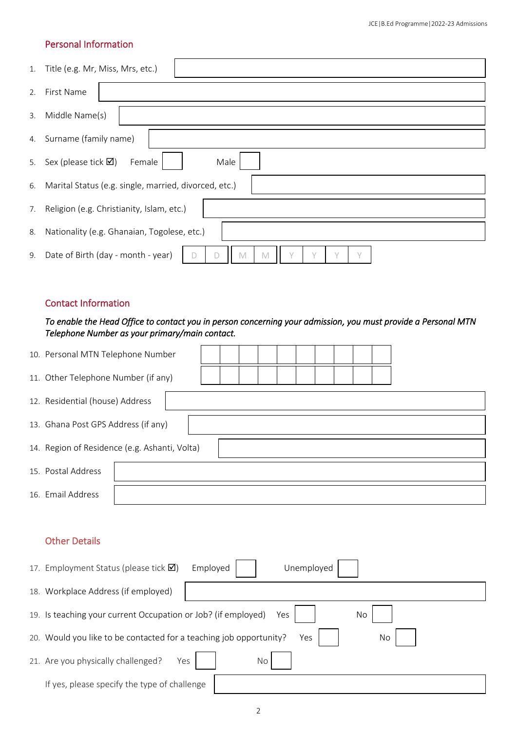## Personal Information

1. Title (e.g. Mr, Miss, Mrs, etc.)
2. First Name
3. Middle Name(s)
4. Surname (family name)
5. Sex (please tick ☑) Female ☐ Male ☐
6. Marital Status (e.g. single, married, divorced, etc.)
7. Religion (e.g. Christianity, Islam, etc.)
8. Nationality (e.g. Ghanaian, Togolese, etc.)
9. Date of Birth (day - month - year) D D M M Y Y Y Y

## Contact Information

*To enable the Head Office to contact you in person concerning your admission, you must provide a Personal MTN Telephone Number as your primary/main contact.*

10. Personal MTN Telephone Number
11. Other Telephone Number (if any)
12. Residential (house) Address
13. Ghana Post GPS Address (if any)
14. Region of Residence (e.g. Ashanti, Volta)
15. Postal Address
16. Email Address

## Other Details

17. Employment Status (please tick ☑) Employed ☐ Unemployed ☐
18. Workplace Address (if employed)
19. Is teaching your current Occupation or Job? (if employed) Yes ☐ No ☐
20. Would you like to be contacted for a teaching job opportunity? Yes ☐ No ☐
21. Are you physically challenged? Yes ☐ No ☐

    If yes, please specify the type of challenge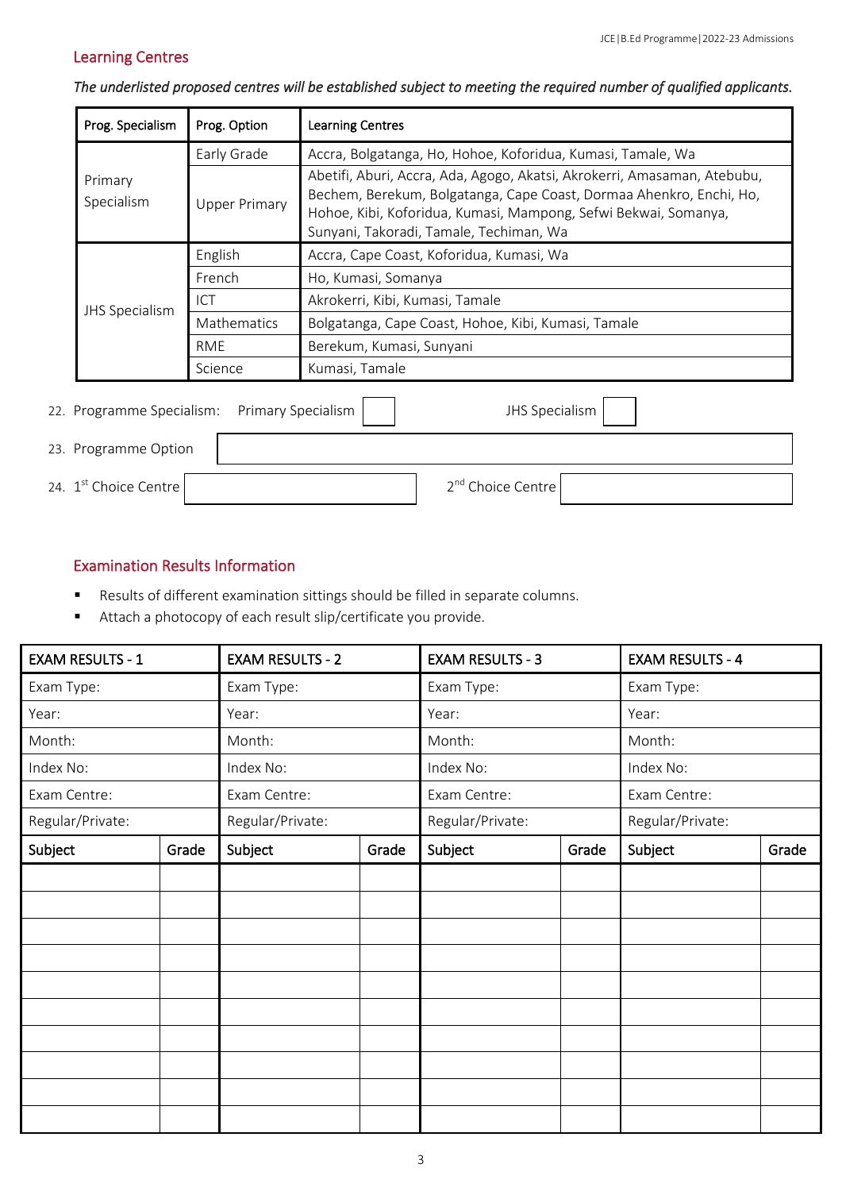## Learning Centres

*The underlisted proposed centres will be established subject to meeting the required number of qualified applicants.*

| Prog. Specialism | Prog. Option | Learning Centres |
|---|---|---|
| Primary Specialism | Early Grade | Accra, Bolgatanga, Ho, Hohoe, Koforidua, Kumasi, Tamale, Wa |
| | Upper Primary | Abetifi, Aburi, Accra, Ada, Agogo, Akatsi, Akrokerri, Amasaman, Atebubu, Bechem, Berekum, Bolgatanga, Cape Coast, Dormaa Ahenkro, Enchi, Ho, Hohoe, Kibi, Koforidua, Kumasi, Mampong, Sefwi Bekwai, Somanya, Sunyani, Takoradi, Tamale, Techiman, Wa |
| JHS Specialism | English | Accra, Cape Coast, Koforidua, Kumasi, Wa |
| | French | Ho, Kumasi, Somanya |
| | ICT | Akrokerri, Kibi, Kumasi, Tamale |
| | Mathematics | Bolgatanga, Cape Coast, Hohoe, Kibi, Kumasi, Tamale |
| | RME | Berekum, Kumasi, Sunyani |
| | Science | Kumasi, Tamale |

22. Programme Specialism: Primary Specialism ☐ JHS Specialism ☐

23. Programme Option ______________________________

24. 1st Choice Centre ______________ 2nd Choice Centre ______________

## Examination Results Information

- Results of different examination sittings should be filled in separate columns.
- Attach a photocopy of each result slip/certificate you provide.

| EXAM RESULTS - 1 | | EXAM RESULTS - 2 | | EXAM RESULTS - 3 | | EXAM RESULTS - 4 | |
|---|---|---|---|---|---|---|---|
| Exam Type: | | Exam Type: | | Exam Type: | | Exam Type: | |
| Year: | | Year: | | Year: | | Year: | |
| Month: | | Month: | | Month: | | Month: | |
| Index No: | | Index No: | | Index No: | | Index No: | |
| Exam Centre: | | Exam Centre: | | Exam Centre: | | Exam Centre: | |
| Regular/Private: | | Regular/Private: | | Regular/Private: | | Regular/Private: | |
| **Subject** | **Grade** | **Subject** | **Grade** | **Subject** | **Grade** | **Subject** | **Grade** |
| | | | | | | | |
| | | | | | | | |
| | | | | | | | |
| | | | | | | | |
| | | | | | | | |
| | | | | | | | |
| | | | | | | | |
| | | | | | | | |
| | | | | | | | |
| | | | | | | | |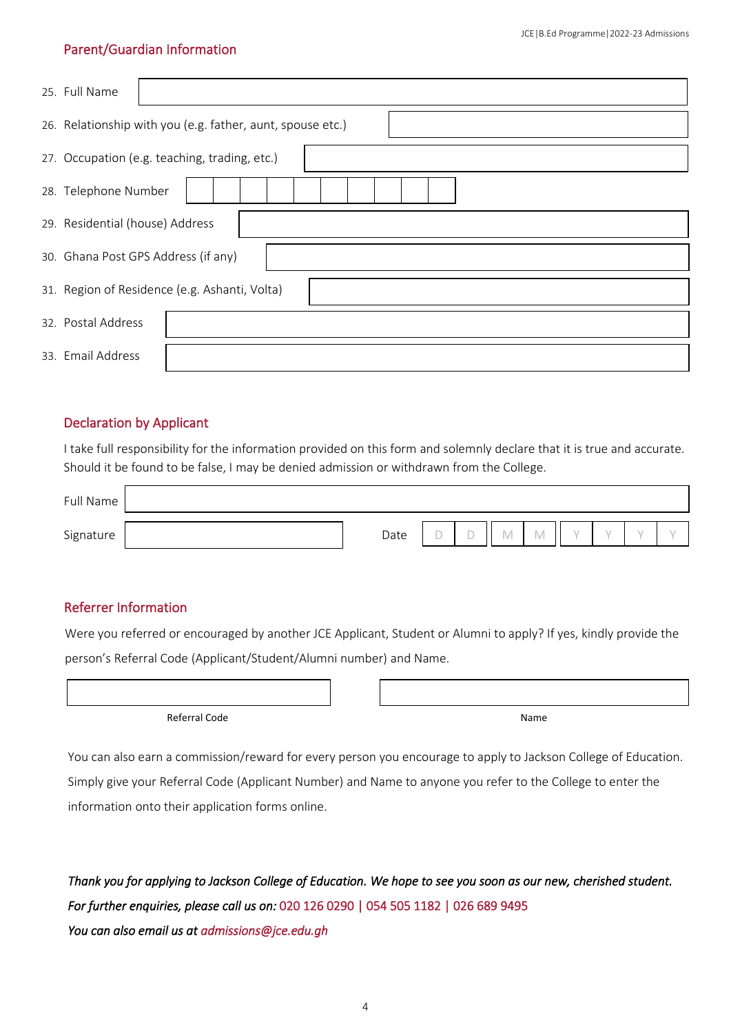## Parent/Guardian Information

25. Full Name
26. Relationship with you (e.g. father, aunt, spouse etc.)
27. Occupation (e.g. teaching, trading, etc.)
28. Telephone Number
29. Residential (house) Address
30. Ghana Post GPS Address (if any)
31. Region of Residence (e.g. Ashanti, Volta)
32. Postal Address
33. Email Address

## Declaration by Applicant

I take full responsibility for the information provided on this form and solemnly declare that it is true and accurate. Should it be found to be false, I may be denied admission or withdrawn from the College.

Full Name

Signature                                        Date  D D M M Y Y Y Y

## Referrer Information

Were you referred or encouraged by another JCE Applicant, Student or Alumni to apply? If yes, kindly provide the person's Referral Code (Applicant/Student/Alumni number) and Name.

Referral Code                                        Name

You can also earn a commission/reward for every person you encourage to apply to Jackson College of Education. Simply give your Referral Code (Applicant Number) and Name to anyone you refer to the College to enter the information onto their application forms online.

*Thank you for applying to Jackson College of Education. We hope to see you soon as our new, cherished student.*
*For further enquiries, please call us on:* 020 126 0290 | 054 505 1182 | 026 689 9495
*You can also email us at admissions@jce.edu.gh*